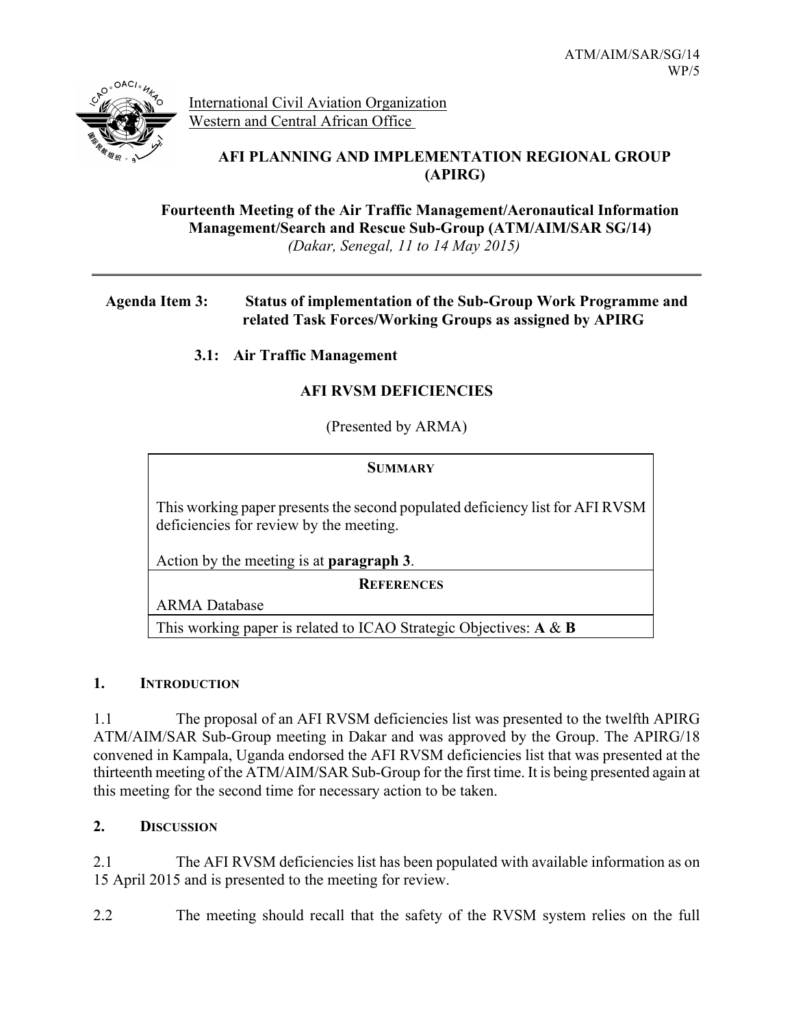ATM/AIM/SAR/SG/14
WP/5

International Civil Aviation Organization
Western and Central African Office

**AFI PLANNING AND IMPLEMENTATION REGIONAL GROUP (APIRG)**

**Fourteenth Meeting of the Air Traffic Management/Aeronautical Information Management/Search and Rescue Sub-Group (ATM/AIM/SAR SG/14)**
*(Dakar, Senegal, 11 to 14 May 2015)*

---

**Agenda Item 3: Status of implementation of the Sub-Group Work Programme and related Task Forces/Working Groups as assigned by APIRG**

**3.1: Air Traffic Management**

**AFI RVSM DEFICIENCIES**

(Presented by ARMA)

| **SUMMARY** |
|---|
| This working paper presents the second populated deficiency list for AFI RVSM deficiencies for review by the meeting.<br><br>Action by the meeting is at **paragraph 3**. |
| **REFERENCES** |
| ARMA Database |
| This working paper is related to ICAO Strategic Objectives: **A** & **B** |

## 1. INTRODUCTION

1.1 The proposal of an AFI RVSM deficiencies list was presented to the twelfth APIRG ATM/AIM/SAR Sub-Group meeting in Dakar and was approved by the Group. The APIRG/18 convened in Kampala, Uganda endorsed the AFI RVSM deficiencies list that was presented at the thirteenth meeting of the ATM/AIM/SAR Sub-Group for the first time. It is being presented again at this meeting for the second time for necessary action to be taken.

## 2. DISCUSSION

2.1 The AFI RVSM deficiencies list has been populated with available information as on 15 April 2015 and is presented to the meeting for review.

2.2 The meeting should recall that the safety of the RVSM system relies on the full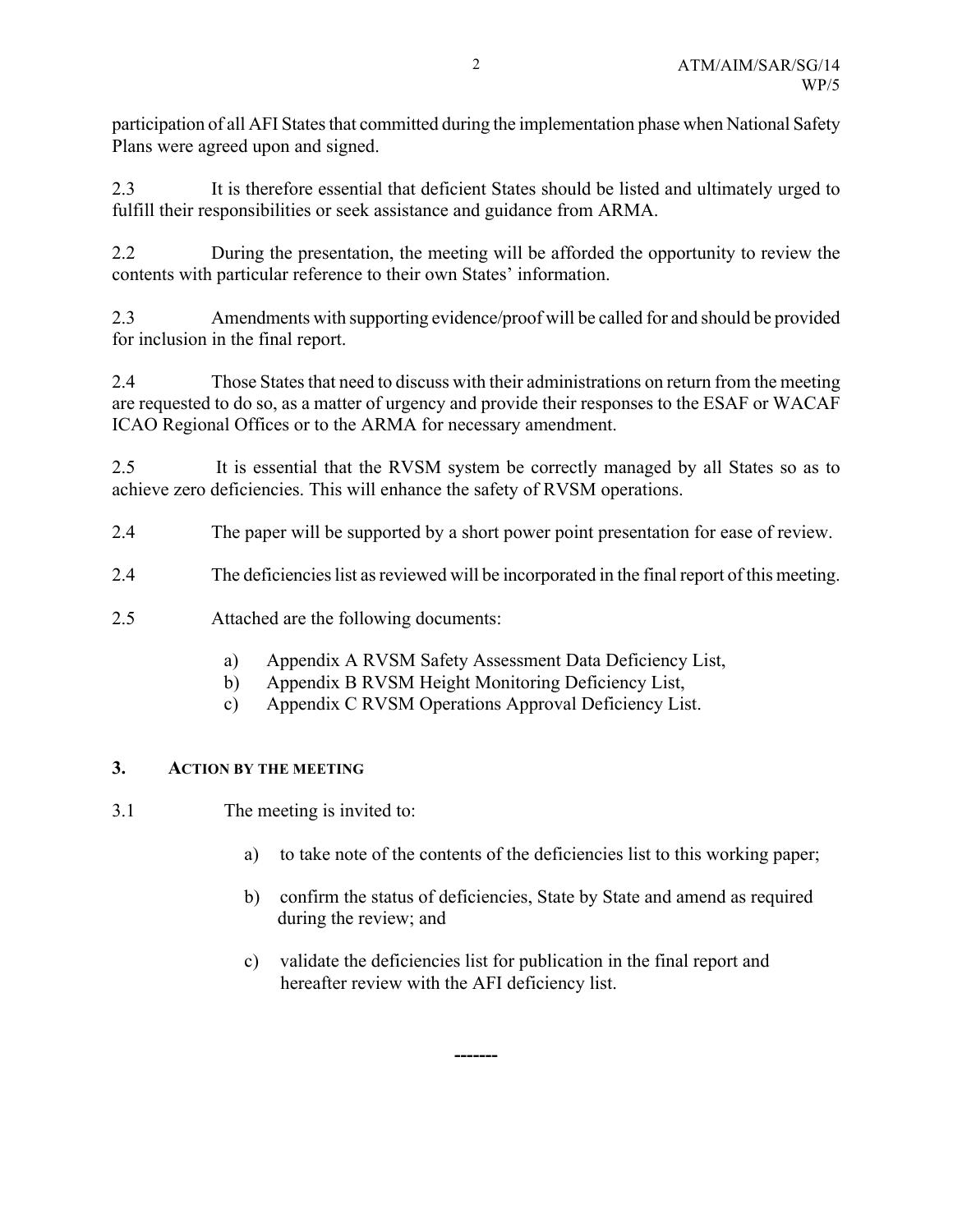participation of all AFI States that committed during the implementation phase when National Safety Plans were agreed upon and signed.

2.3 It is therefore essential that deficient States should be listed and ultimately urged to fulfill their responsibilities or seek assistance and guidance from ARMA.

2.2 During the presentation, the meeting will be afforded the opportunity to review the contents with particular reference to their own States' information.

2.3 Amendments with supporting evidence/proof will be called for and should be provided for inclusion in the final report.

2.4 Those States that need to discuss with their administrations on return from the meeting are requested to do so, as a matter of urgency and provide their responses to the ESAF or WACAF ICAO Regional Offices or to the ARMA for necessary amendment.

2.5 It is essential that the RVSM system be correctly managed by all States so as to achieve zero deficiencies. This will enhance the safety of RVSM operations.

2.4 The paper will be supported by a short power point presentation for ease of review.

2.4 The deficiencies list as reviewed will be incorporated in the final report of this meeting.

2.5 Attached are the following documents:

a) Appendix A RVSM Safety Assessment Data Deficiency List,
b) Appendix B RVSM Height Monitoring Deficiency List,
c) Appendix C RVSM Operations Approval Deficiency List.

## 3. ACTION BY THE MEETING

3.1 The meeting is invited to:

a) to take note of the contents of the deficiencies list to this working paper;

b) confirm the status of deficiencies, State by State and amend as required during the review; and

c) validate the deficiencies list for publication in the final report and hereafter review with the AFI deficiency list.

-------